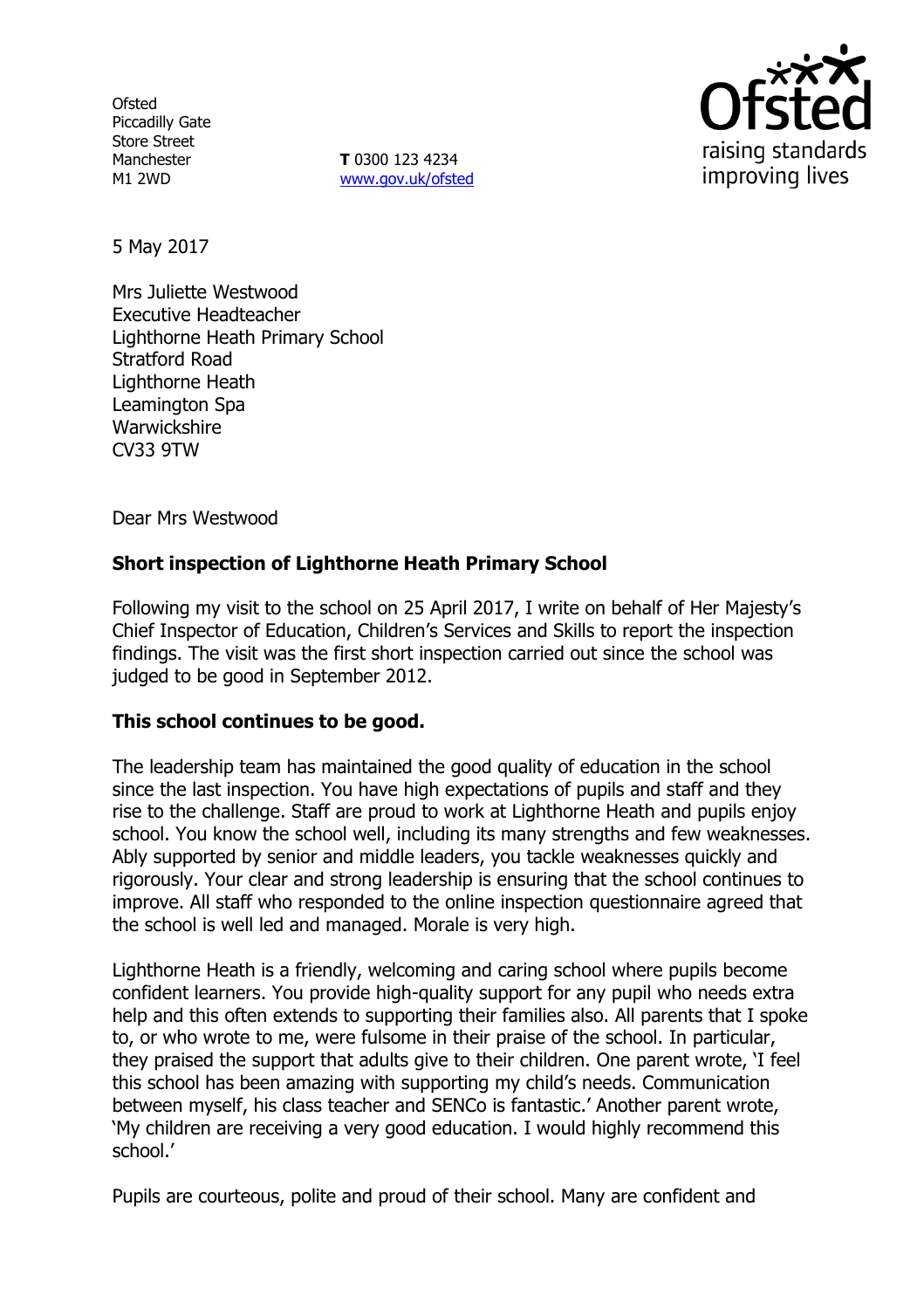Ofsted
Piccadilly Gate
Store Street
Manchester
M1 2WD

**T** 0300 123 4234
www.gov.uk/ofsted

Ofsted
raising standards
improving lives

5 May 2017

Mrs Juliette Westwood
Executive Headteacher
Lighthorne Heath Primary School
Stratford Road
Lighthorne Heath
Leamington Spa
Warwickshire
CV33 9TW

Dear Mrs Westwood

**Short inspection of Lighthorne Heath Primary School**

Following my visit to the school on 25 April 2017, I write on behalf of Her Majesty's Chief Inspector of Education, Children's Services and Skills to report the inspection findings. The visit was the first short inspection carried out since the school was judged to be good in September 2012.

**This school continues to be good.**

The leadership team has maintained the good quality of education in the school since the last inspection. You have high expectations of pupils and staff and they rise to the challenge. Staff are proud to work at Lighthorne Heath and pupils enjoy school. You know the school well, including its many strengths and few weaknesses. Ably supported by senior and middle leaders, you tackle weaknesses quickly and rigorously. Your clear and strong leadership is ensuring that the school continues to improve. All staff who responded to the online inspection questionnaire agreed that the school is well led and managed. Morale is very high.

Lighthorne Heath is a friendly, welcoming and caring school where pupils become confident learners. You provide high-quality support for any pupil who needs extra help and this often extends to supporting their families also. All parents that I spoke to, or who wrote to me, were fulsome in their praise of the school. In particular, they praised the support that adults give to their children. One parent wrote, 'I feel this school has been amazing with supporting my child's needs. Communication between myself, his class teacher and SENCo is fantastic.' Another parent wrote, 'My children are receiving a very good education. I would highly recommend this school.'

Pupils are courteous, polite and proud of their school. Many are confident and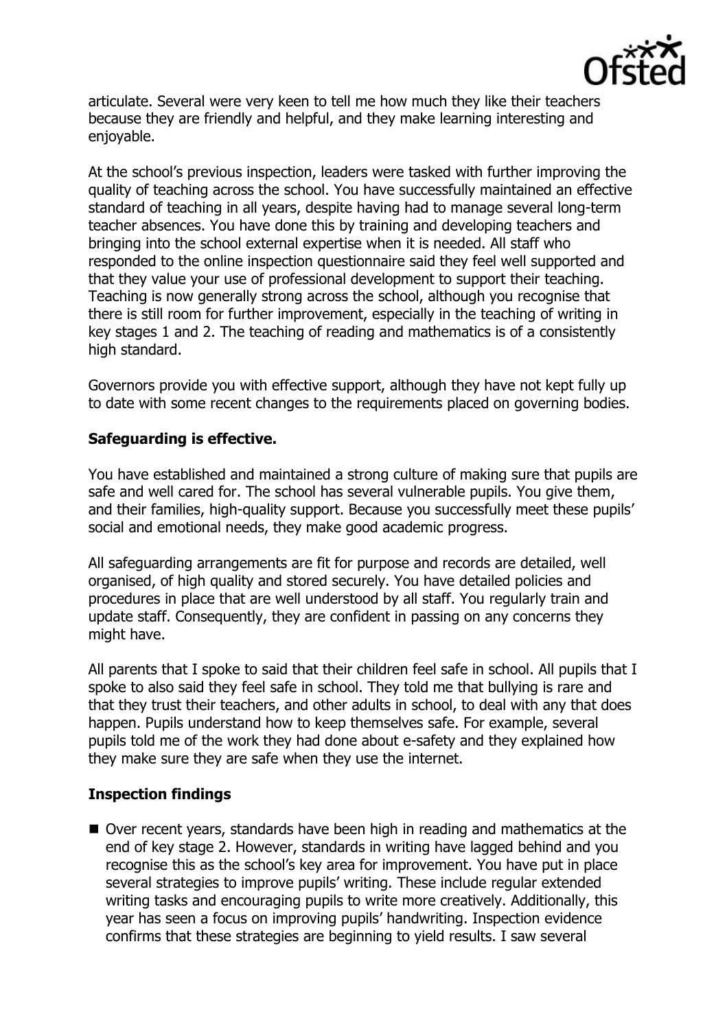articulate. Several were very keen to tell me how much they like their teachers because they are friendly and helpful, and they make learning interesting and enjoyable.

At the school's previous inspection, leaders were tasked with further improving the quality of teaching across the school. You have successfully maintained an effective standard of teaching in all years, despite having had to manage several long-term teacher absences. You have done this by training and developing teachers and bringing into the school external expertise when it is needed. All staff who responded to the online inspection questionnaire said they feel well supported and that they value your use of professional development to support their teaching. Teaching is now generally strong across the school, although you recognise that there is still room for further improvement, especially in the teaching of writing in key stages 1 and 2. The teaching of reading and mathematics is of a consistently high standard.

Governors provide you with effective support, although they have not kept fully up to date with some recent changes to the requirements placed on governing bodies.

**Safeguarding is effective.**

You have established and maintained a strong culture of making sure that pupils are safe and well cared for. The school has several vulnerable pupils. You give them, and their families, high-quality support. Because you successfully meet these pupils' social and emotional needs, they make good academic progress.

All safeguarding arrangements are fit for purpose and records are detailed, well organised, of high quality and stored securely. You have detailed policies and procedures in place that are well understood by all staff. You regularly train and update staff. Consequently, they are confident in passing on any concerns they might have.

All parents that I spoke to said that their children feel safe in school. All pupils that I spoke to also said they feel safe in school. They told me that bullying is rare and that they trust their teachers, and other adults in school, to deal with any that does happen. Pupils understand how to keep themselves safe. For example, several pupils told me of the work they had done about e-safety and they explained how they make sure they are safe when they use the internet.

**Inspection findings**

- Over recent years, standards have been high in reading and mathematics at the end of key stage 2. However, standards in writing have lagged behind and you recognise this as the school's key area for improvement. You have put in place several strategies to improve pupils' writing. These include regular extended writing tasks and encouraging pupils to write more creatively. Additionally, this year has seen a focus on improving pupils' handwriting. Inspection evidence confirms that these strategies are beginning to yield results. I saw several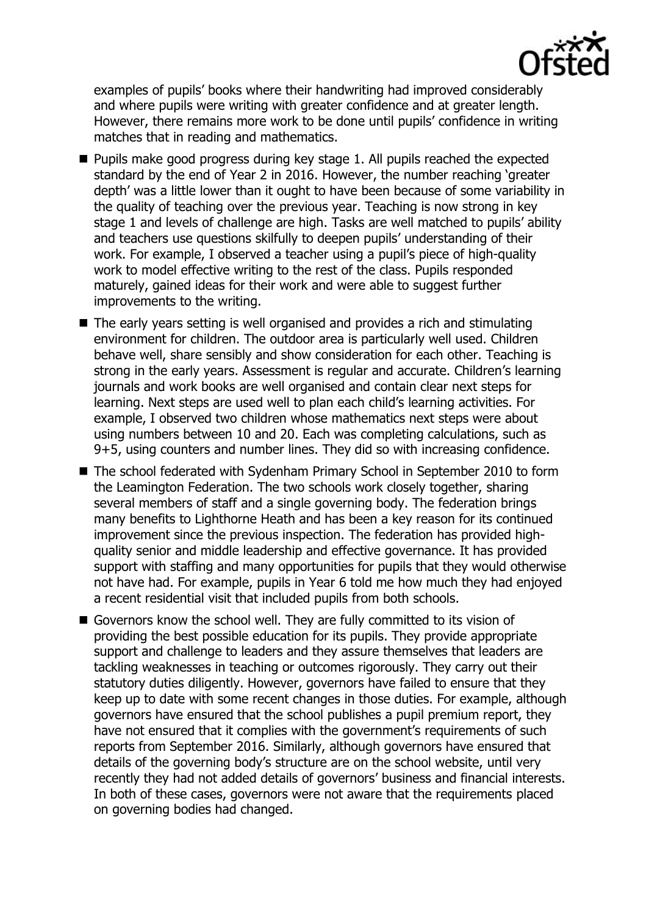examples of pupils' books where their handwriting had improved considerably and where pupils were writing with greater confidence and at greater length. However, there remains more work to be done until pupils' confidence in writing matches that in reading and mathematics.

- Pupils make good progress during key stage 1. All pupils reached the expected standard by the end of Year 2 in 2016. However, the number reaching 'greater depth' was a little lower than it ought to have been because of some variability in the quality of teaching over the previous year. Teaching is now strong in key stage 1 and levels of challenge are high. Tasks are well matched to pupils' ability and teachers use questions skilfully to deepen pupils' understanding of their work. For example, I observed a teacher using a pupil's piece of high-quality work to model effective writing to the rest of the class. Pupils responded maturely, gained ideas for their work and were able to suggest further improvements to the writing.
- The early years setting is well organised and provides a rich and stimulating environment for children. The outdoor area is particularly well used. Children behave well, share sensibly and show consideration for each other. Teaching is strong in the early years. Assessment is regular and accurate. Children's learning journals and work books are well organised and contain clear next steps for learning. Next steps are used well to plan each child's learning activities. For example, I observed two children whose mathematics next steps were about using numbers between 10 and 20. Each was completing calculations, such as 9+5, using counters and number lines. They did so with increasing confidence.
- The school federated with Sydenham Primary School in September 2010 to form the Leamington Federation. The two schools work closely together, sharing several members of staff and a single governing body. The federation brings many benefits to Lighthorne Heath and has been a key reason for its continued improvement since the previous inspection. The federation has provided high-quality senior and middle leadership and effective governance. It has provided support with staffing and many opportunities for pupils that they would otherwise not have had. For example, pupils in Year 6 told me how much they had enjoyed a recent residential visit that included pupils from both schools.
- Governors know the school well. They are fully committed to its vision of providing the best possible education for its pupils. They provide appropriate support and challenge to leaders and they assure themselves that leaders are tackling weaknesses in teaching or outcomes rigorously. They carry out their statutory duties diligently. However, governors have failed to ensure that they keep up to date with some recent changes in those duties. For example, although governors have ensured that the school publishes a pupil premium report, they have not ensured that it complies with the government's requirements of such reports from September 2016. Similarly, although governors have ensured that details of the governing body's structure are on the school website, until very recently they had not added details of governors' business and financial interests. In both of these cases, governors were not aware that the requirements placed on governing bodies had changed.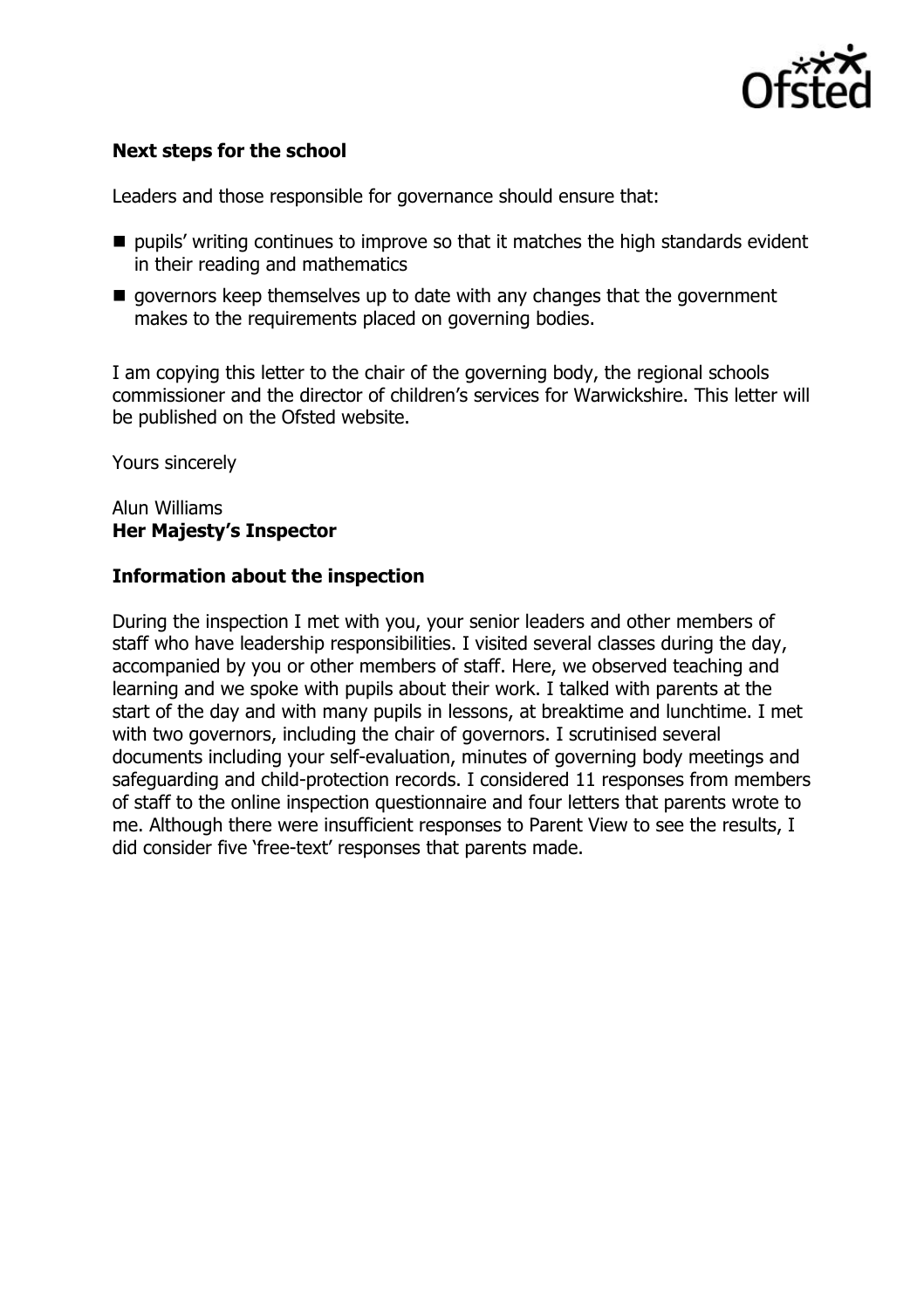**Next steps for the school**

Leaders and those responsible for governance should ensure that:

- pupils' writing continues to improve so that it matches the high standards evident in their reading and mathematics
- governors keep themselves up to date with any changes that the government makes to the requirements placed on governing bodies.

I am copying this letter to the chair of the governing body, the regional schools commissioner and the director of children's services for Warwickshire. This letter will be published on the Ofsted website.

Yours sincerely

Alun Williams
**Her Majesty's Inspector**

**Information about the inspection**

During the inspection I met with you, your senior leaders and other members of staff who have leadership responsibilities. I visited several classes during the day, accompanied by you or other members of staff. Here, we observed teaching and learning and we spoke with pupils about their work. I talked with parents at the start of the day and with many pupils in lessons, at breaktime and lunchtime. I met with two governors, including the chair of governors. I scrutinised several documents including your self-evaluation, minutes of governing body meetings and safeguarding and child-protection records. I considered 11 responses from members of staff to the online inspection questionnaire and four letters that parents wrote to me. Although there were insufficient responses to Parent View to see the results, I did consider five 'free-text' responses that parents made.